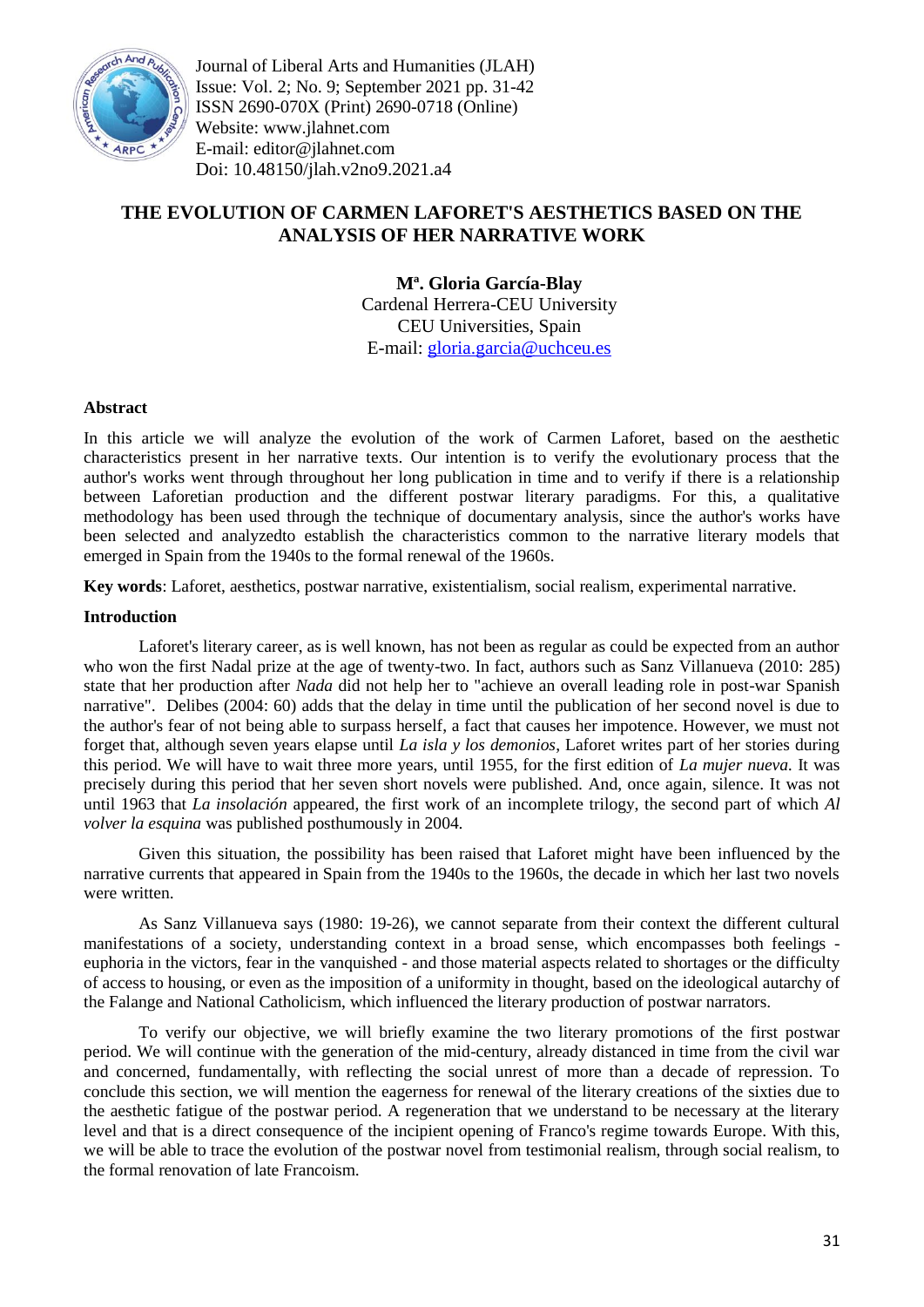Journal of Liberal Arts and Humanities (JLAH)
Issue: Vol. 2; No. 9; September 2021 pp. 31-42
ISSN 2690-070X (Print) 2690-0718 (Online)
Website: www.jlahnet.com
E-mail: editor@jlahnet.com
Doi: 10.48150/jlah.v2no9.2021.a4

# THE EVOLUTION OF CARMEN LAFORET'S AESTHETICS BASED ON THE ANALYSIS OF HER NARRATIVE WORK

**Mª. Gloria García-Blay**
Cardenal Herrera-CEU University
CEU Universities, Spain
E-mail: gloria.garcia@uchceu.es

## Abstract

In this article we will analyze the evolution of the work of Carmen Laforet, based on the aesthetic characteristics present in her narrative texts. Our intention is to verify the evolutionary process that the author's works went through throughout her long publication in time and to verify if there is a relationship between Laforetian production and the different postwar literary paradigms. For this, a qualitative methodology has been used through the technique of documentary analysis, since the author's works have been selected and analyzedto establish the characteristics common to the narrative literary models that emerged in Spain from the 1940s to the formal renewal of the 1960s.

**Key words**: Laforet, aesthetics, postwar narrative, existentialism, social realism, experimental narrative.

## Introduction

Laforet's literary career, as is well known, has not been as regular as could be expected from an author who won the first Nadal prize at the age of twenty-two. In fact, authors such as Sanz Villanueva (2010: 285) state that her production after *Nada* did not help her to "achieve an overall leading role in post-war Spanish narrative". Delibes (2004: 60) adds that the delay in time until the publication of her second novel is due to the author's fear of not being able to surpass herself, a fact that causes her impotence. However, we must not forget that, although seven years elapse until *La isla y los demonios*, Laforet writes part of her stories during this period. We will have to wait three more years, until 1955, for the first edition of *La mujer nueva.* It was precisely during this period that her seven short novels were published. And, once again, silence. It was not until 1963 that *La insolación* appeared, the first work of an incomplete trilogy, the second part of which *Al volver la esquina* was published posthumously in 2004.

Given this situation, the possibility has been raised that Laforet might have been influenced by the narrative currents that appeared in Spain from the 1940s to the 1960s, the decade in which her last two novels were written.

As Sanz Villanueva says (1980: 19-26), we cannot separate from their context the different cultural manifestations of a society, understanding context in a broad sense, which encompasses both feelings - euphoria in the victors, fear in the vanquished - and those material aspects related to shortages or the difficulty of access to housing, or even as the imposition of a uniformity in thought, based on the ideological autarchy of the Falange and National Catholicism, which influenced the literary production of postwar narrators.

To verify our objective, we will briefly examine the two literary promotions of the first postwar period. We will continue with the generation of the mid-century, already distanced in time from the civil war and concerned, fundamentally, with reflecting the social unrest of more than a decade of repression. To conclude this section, we will mention the eagerness for renewal of the literary creations of the sixties due to the aesthetic fatigue of the postwar period. A regeneration that we understand to be necessary at the literary level and that is a direct consequence of the incipient opening of Franco's regime towards Europe. With this, we will be able to trace the evolution of the postwar novel from testimonial realism, through social realism, to the formal renovation of late Francoism.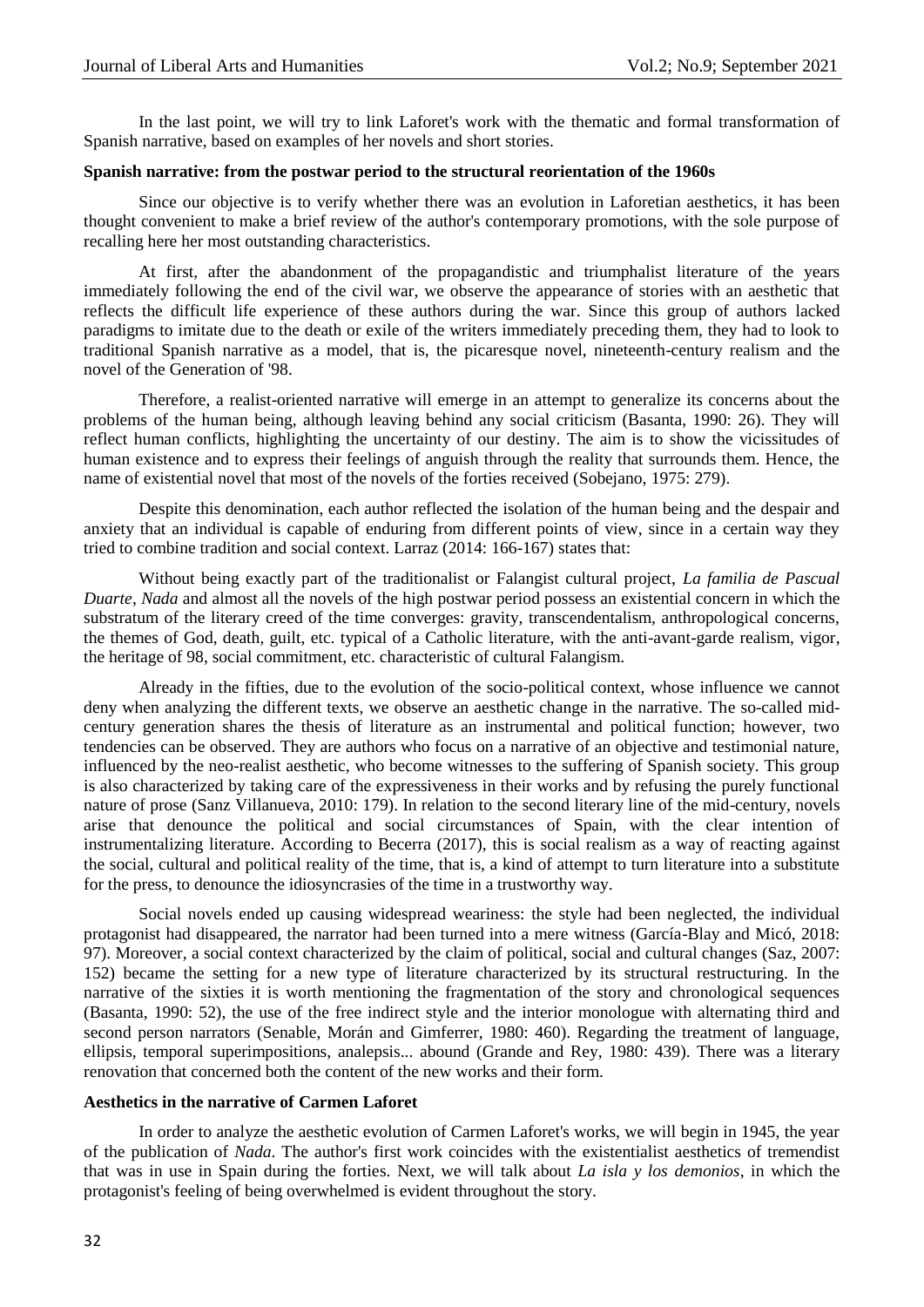In the last point, we will try to link Laforet's work with the thematic and formal transformation of Spanish narrative, based on examples of her novels and short stories.

## Spanish narrative: from the postwar period to the structural reorientation of the 1960s

Since our objective is to verify whether there was an evolution in Laforetian aesthetics, it has been thought convenient to make a brief review of the author's contemporary promotions, with the sole purpose of recalling here her most outstanding characteristics.

At first, after the abandonment of the propagandistic and triumphalist literature of the years immediately following the end of the civil war, we observe the appearance of stories with an aesthetic that reflects the difficult life experience of these authors during the war. Since this group of authors lacked paradigms to imitate due to the death or exile of the writers immediately preceding them, they had to look to traditional Spanish narrative as a model, that is, the picaresque novel, nineteenth-century realism and the novel of the Generation of '98.

Therefore, a realist-oriented narrative will emerge in an attempt to generalize its concerns about the problems of the human being, although leaving behind any social criticism (Basanta, 1990: 26). They will reflect human conflicts, highlighting the uncertainty of our destiny. The aim is to show the vicissitudes of human existence and to express their feelings of anguish through the reality that surrounds them. Hence, the name of existential novel that most of the novels of the forties received (Sobejano, 1975: 279).

Despite this denomination, each author reflected the isolation of the human being and the despair and anxiety that an individual is capable of enduring from different points of view, since in a certain way they tried to combine tradition and social context. Larraz (2014: 166-167) states that:

> Without being exactly part of the traditionalist or Falangist cultural project, *La familia de Pascual Duarte*, *Nada* and almost all the novels of the high postwar period possess an existential concern in which the substratum of the literary creed of the time converges: gravity, transcendentalism, anthropological concerns, the themes of God, death, guilt, etc. typical of a Catholic literature, with the anti-avant-garde realism, vigor, the heritage of 98, social commitment, etc. characteristic of cultural Falangism.

Already in the fifties, due to the evolution of the socio-political context, whose influence we cannot deny when analyzing the different texts, we observe an aesthetic change in the narrative. The so-called mid-century generation shares the thesis of literature as an instrumental and political function; however, two tendencies can be observed. They are authors who focus on a narrative of an objective and testimonial nature, influenced by the neo-realist aesthetic, who become witnesses to the suffering of Spanish society. This group is also characterized by taking care of the expressiveness in their works and by refusing the purely functional nature of prose (Sanz Villanueva, 2010: 179). In relation to the second literary line of the mid-century, novels arise that denounce the political and social circumstances of Spain, with the clear intention of instrumentalizing literature. According to Becerra (2017), this is social realism as a way of reacting against the social, cultural and political reality of the time, that is, a kind of attempt to turn literature into a substitute for the press, to denounce the idiosyncrasies of the time in a trustworthy way.

Social novels ended up causing widespread weariness: the style had been neglected, the individual protagonist had disappeared, the narrator had been turned into a mere witness (García-Blay and Micó, 2018: 97). Moreover, a social context characterized by the claim of political, social and cultural changes (Saz, 2007: 152) became the setting for a new type of literature characterized by its structural restructuring. In the narrative of the sixties it is worth mentioning the fragmentation of the story and chronological sequences (Basanta, 1990: 52), the use of the free indirect style and the interior monologue with alternating third and second person narrators (Senable, Morán and Gimferrer, 1980: 460). Regarding the treatment of language, ellipsis, temporal superimpositions, analepsis... abound (Grande and Rey, 1980: 439). There was a literary renovation that concerned both the content of the new works and their form.

## Aesthetics in the narrative of Carmen Laforet

In order to analyze the aesthetic evolution of Carmen Laforet's works, we will begin in 1945, the year of the publication of *Nada*. The author's first work coincides with the existentialist aesthetics of tremendist that was in use in Spain during the forties. Next, we will talk about *La isla y los demonios*, in which the protagonist's feeling of being overwhelmed is evident throughout the story.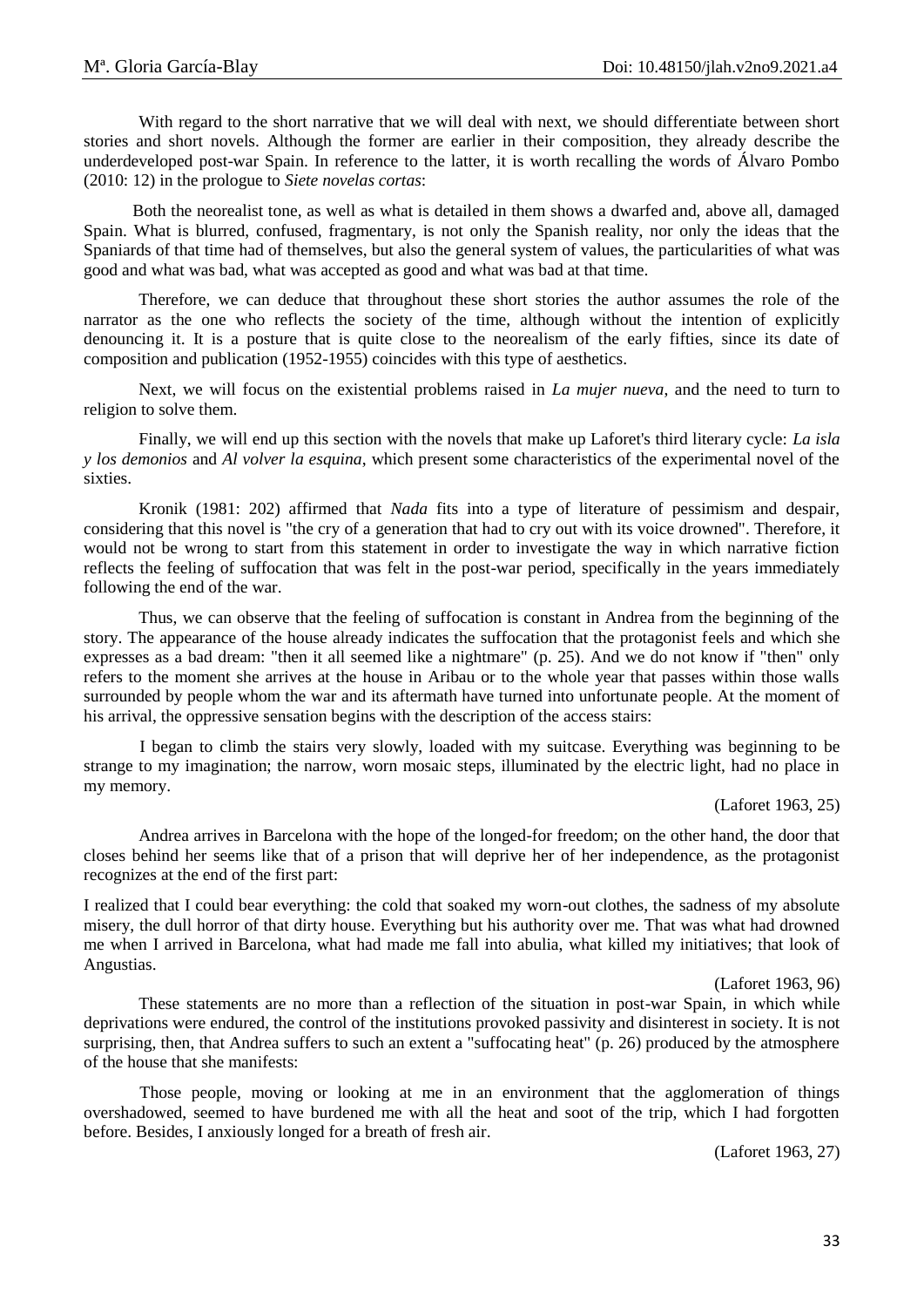With regard to the short narrative that we will deal with next, we should differentiate between short stories and short novels. Although the former are earlier in their composition, they already describe the underdeveloped post-war Spain. In reference to the latter, it is worth recalling the words of Álvaro Pombo (2010: 12) in the prologue to *Siete novelas cortas*:

> Both the neorealist tone, as well as what is detailed in them shows a dwarfed and, above all, damaged Spain. What is blurred, confused, fragmentary, is not only the Spanish reality, nor only the ideas that the Spaniards of that time had of themselves, but also the general system of values, the particularities of what was good and what was bad, what was accepted as good and what was bad at that time.

Therefore, we can deduce that throughout these short stories the author assumes the role of the narrator as the one who reflects the society of the time, although without the intention of explicitly denouncing it. It is a posture that is quite close to the neorealism of the early fifties, since its date of composition and publication (1952-1955) coincides with this type of aesthetics.

Next, we will focus on the existential problems raised in *La mujer nueva*, and the need to turn to religion to solve them.

Finally, we will end up this section with the novels that make up Laforet's third literary cycle: *La isla y los demonios* and *Al volver la esquina*, which present some characteristics of the experimental novel of the sixties.

Kronik (1981: 202) affirmed that *Nada* fits into a type of literature of pessimism and despair, considering that this novel is "the cry of a generation that had to cry out with its voice drowned". Therefore, it would not be wrong to start from this statement in order to investigate the way in which narrative fiction reflects the feeling of suffocation that was felt in the post-war period, specifically in the years immediately following the end of the war.

Thus, we can observe that the feeling of suffocation is constant in Andrea from the beginning of the story. The appearance of the house already indicates the suffocation that the protagonist feels and which she expresses as a bad dream: "then it all seemed like a nightmare" (p. 25). And we do not know if "then" only refers to the moment she arrives at the house in Aribau or to the whole year that passes within those walls surrounded by people whom the war and its aftermath have turned into unfortunate people. At the moment of his arrival, the oppressive sensation begins with the description of the access stairs:

> I began to climb the stairs very slowly, loaded with my suitcase. Everything was beginning to be strange to my imagination; the narrow, worn mosaic steps, illuminated by the electric light, had no place in my memory.
>
> (Laforet 1963, 25)

Andrea arrives in Barcelona with the hope of the longed-for freedom; on the other hand, the door that closes behind her seems like that of a prison that will deprive her of her independence, as the protagonist recognizes at the end of the first part:

> I realized that I could bear everything: the cold that soaked my worn-out clothes, the sadness of my absolute misery, the dull horror of that dirty house. Everything but his authority over me. That was what had drowned me when I arrived in Barcelona, what had made me fall into abulia, what killed my initiatives; that look of Angustias.
>
> (Laforet 1963, 96)

These statements are no more than a reflection of the situation in post-war Spain, in which while deprivations were endured, the control of the institutions provoked passivity and disinterest in society. It is not surprising, then, that Andrea suffers to such an extent a "suffocating heat" (p. 26) produced by the atmosphere of the house that she manifests:

> Those people, moving or looking at me in an environment that the agglomeration of things overshadowed, seemed to have burdened me with all the heat and soot of the trip, which I had forgotten before. Besides, I anxiously longed for a breath of fresh air.
>
> (Laforet 1963, 27)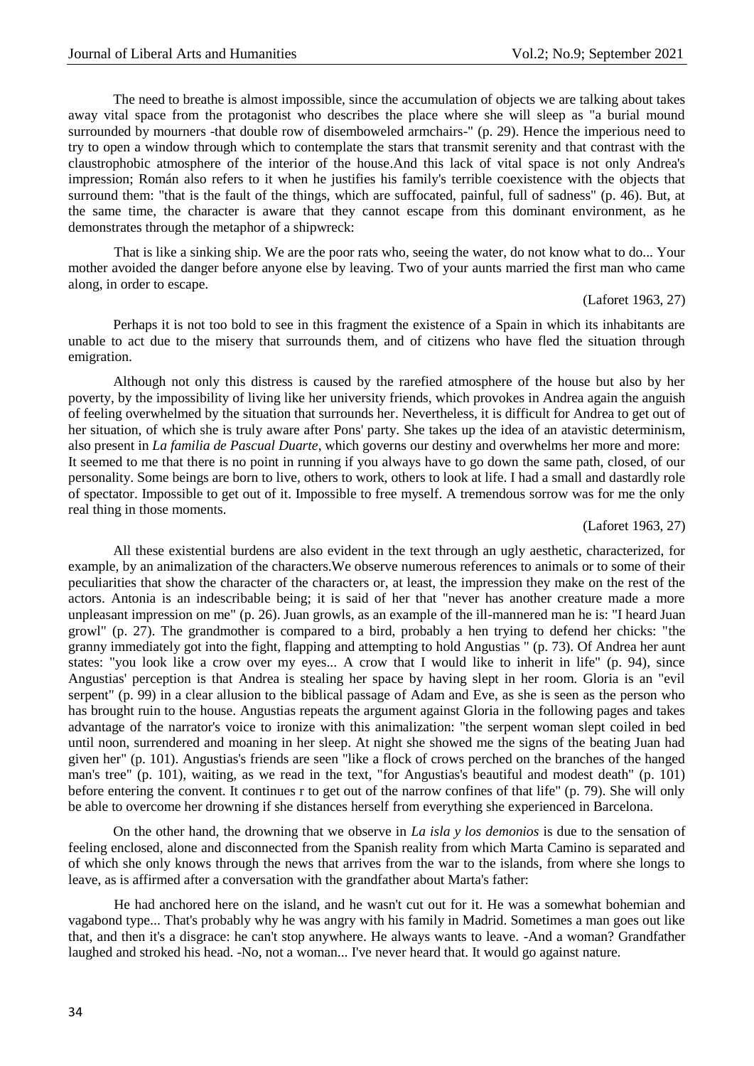The need to breathe is almost impossible, since the accumulation of objects we are talking about takes away vital space from the protagonist who describes the place where she will sleep as "a burial mound surrounded by mourners -that double row of disemboweled armchairs-" (p. 29). Hence the imperious need to try to open a window through which to contemplate the stars that transmit serenity and that contrast with the claustrophobic atmosphere of the interior of the house.And this lack of vital space is not only Andrea's impression; Román also refers to it when he justifies his family's terrible coexistence with the objects that surround them: "that is the fault of the things, which are suffocated, painful, full of sadness" (p. 46). But, at the same time, the character is aware that they cannot escape from this dominant environment, as he demonstrates through the metaphor of a shipwreck:

> That is like a sinking ship. We are the poor rats who, seeing the water, do not know what to do... Your mother avoided the danger before anyone else by leaving. Two of your aunts married the first man who came along, in order to escape.
>
> (Laforet 1963, 27)

Perhaps it is not too bold to see in this fragment the existence of a Spain in which its inhabitants are unable to act due to the misery that surrounds them, and of citizens who have fled the situation through emigration.

Although not only this distress is caused by the rarefied atmosphere of the house but also by her poverty, by the impossibility of living like her university friends, which provokes in Andrea again the anguish of feeling overwhelmed by the situation that surrounds her. Nevertheless, it is difficult for Andrea to get out of her situation, of which she is truly aware after Pons' party. She takes up the idea of an atavistic determinism, also present in *La familia de Pascual Duarte*, which governs our destiny and overwhelms her more and more:

It seemed to me that there is no point in running if you always have to go down the same path, closed, of our personality. Some beings are born to live, others to work, others to look at life. I had a small and dastardly role of spectator. Impossible to get out of it. Impossible to free myself. A tremendous sorrow was for me the only real thing in those moments.

(Laforet 1963, 27)

All these existential burdens are also evident in the text through an ugly aesthetic, characterized, for example, by an animalization of the characters.We observe numerous references to animals or to some of their peculiarities that show the character of the characters or, at least, the impression they make on the rest of the actors. Antonia is an indescribable being; it is said of her that "never has another creature made a more unpleasant impression on me" (p. 26). Juan growls, as an example of the ill-mannered man he is: "I heard Juan growl" (p. 27). The grandmother is compared to a bird, probably a hen trying to defend her chicks: "the granny immediately got into the fight, flapping and attempting to hold Angustias " (p. 73). Of Andrea her aunt states: "you look like a crow over my eyes... A crow that I would like to inherit in life" (p. 94), since Angustias' perception is that Andrea is stealing her space by having slept in her room. Gloria is an "evil serpent" (p. 99) in a clear allusion to the biblical passage of Adam and Eve, as she is seen as the person who has brought ruin to the house. Angustias repeats the argument against Gloria in the following pages and takes advantage of the narrator's voice to ironize with this animalization: "the serpent woman slept coiled in bed until noon, surrendered and moaning in her sleep. At night she showed me the signs of the beating Juan had given her" (p. 101). Angustias's friends are seen "like a flock of crows perched on the branches of the hanged man's tree" (p. 101), waiting, as we read in the text, "for Angustias's beautiful and modest death" (p. 101) before entering the convent. It continues r to get out of the narrow confines of that life" (p. 79). She will only be able to overcome her drowning if she distances herself from everything she experienced in Barcelona.

On the other hand, the drowning that we observe in *La isla y los demonios* is due to the sensation of feeling enclosed, alone and disconnected from the Spanish reality from which Marta Camino is separated and of which she only knows through the news that arrives from the war to the islands, from where she longs to leave, as is affirmed after a conversation with the grandfather about Marta's father:

> He had anchored here on the island, and he wasn't cut out for it. He was a somewhat bohemian and vagabond type... That's probably why he was angry with his family in Madrid. Sometimes a man goes out like that, and then it's a disgrace: he can't stop anywhere. He always wants to leave. -And a woman? Grandfather laughed and stroked his head. -No, not a woman... I've never heard that. It would go against nature.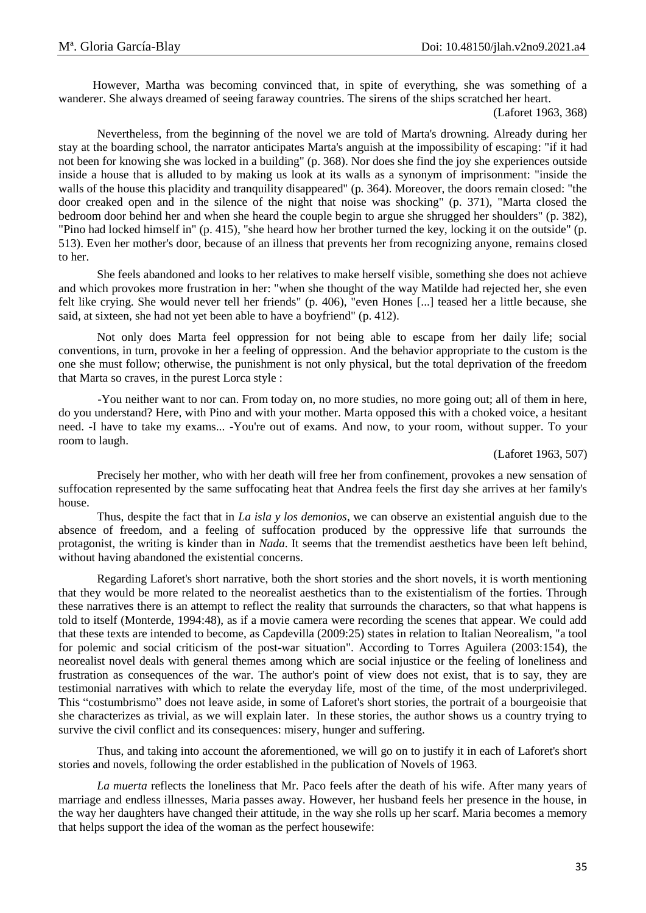However, Martha was becoming convinced that, in spite of everything, she was something of a wanderer. She always dreamed of seeing faraway countries. The sirens of the ships scratched her heart.

(Laforet 1963, 368)

Nevertheless, from the beginning of the novel we are told of Marta's drowning. Already during her stay at the boarding school, the narrator anticipates Marta's anguish at the impossibility of escaping: "if it had not been for knowing she was locked in a building" (p. 368). Nor does she find the joy she experiences outside inside a house that is alluded to by making us look at its walls as a synonym of imprisonment: "inside the walls of the house this placidity and tranquility disappeared" (p. 364). Moreover, the doors remain closed: "the door creaked open and in the silence of the night that noise was shocking" (p. 371), "Marta closed the bedroom door behind her and when she heard the couple begin to argue she shrugged her shoulders" (p. 382), "Pino had locked himself in" (p. 415), "she heard how her brother turned the key, locking it on the outside" (p. 513). Even her mother's door, because of an illness that prevents her from recognizing anyone, remains closed to her.

She feels abandoned and looks to her relatives to make herself visible, something she does not achieve and which provokes more frustration in her: "when she thought of the way Matilde had rejected her, she even felt like crying. She would never tell her friends" (p. 406), "even Hones [...] teased her a little because, she said, at sixteen, she had not yet been able to have a boyfriend" (p. 412).

Not only does Marta feel oppression for not being able to escape from her daily life; social conventions, in turn, provoke in her a feeling of oppression. And the behavior appropriate to the custom is the one she must follow; otherwise, the punishment is not only physical, but the total deprivation of the freedom that Marta so craves, in the purest Lorca style :

> -You neither want to nor can. From today on, no more studies, no more going out; all of them in here, do you understand? Here, with Pino and with your mother. Marta opposed this with a choked voice, a hesitant need. -I have to take my exams... -You're out of exams. And now, to your room, without supper. To your room to laugh.
>
> (Laforet 1963, 507)

Precisely her mother, who with her death will free her from confinement, provokes a new sensation of suffocation represented by the same suffocating heat that Andrea feels the first day she arrives at her family's house.

Thus, despite the fact that in *La isla y los demonios*, we can observe an existential anguish due to the absence of freedom, and a feeling of suffocation produced by the oppressive life that surrounds the protagonist, the writing is kinder than in *Nada*. It seems that the tremendist aesthetics have been left behind, without having abandoned the existential concerns.

Regarding Laforet's short narrative, both the short stories and the short novels, it is worth mentioning that they would be more related to the neorealist aesthetics than to the existentialism of the forties. Through these narratives there is an attempt to reflect the reality that surrounds the characters, so that what happens is told to itself (Monterde, 1994:48), as if a movie camera were recording the scenes that appear. We could add that these texts are intended to become, as Capdevilla (2009:25) states in relation to Italian Neorealism, "a tool for polemic and social criticism of the post-war situation". According to Torres Aguilera (2003:154), the neorealist novel deals with general themes among which are social injustice or the feeling of loneliness and frustration as consequences of the war. The author's point of view does not exist, that is to say, they are testimonial narratives with which to relate the everyday life, most of the time, of the most underprivileged. This "costumbrismo" does not leave aside, in some of Laforet's short stories, the portrait of a bourgeoisie that she characterizes as trivial, as we will explain later. In these stories, the author shows us a country trying to survive the civil conflict and its consequences: misery, hunger and suffering.

Thus, and taking into account the aforementioned, we will go on to justify it in each of Laforet's short stories and novels, following the order established in the publication of Novels of 1963.

*La muerta* reflects the loneliness that Mr. Paco feels after the death of his wife. After many years of marriage and endless illnesses, Maria passes away. However, her husband feels her presence in the house, in the way her daughters have changed their attitude, in the way she rolls up her scarf. Maria becomes a memory that helps support the idea of the woman as the perfect housewife: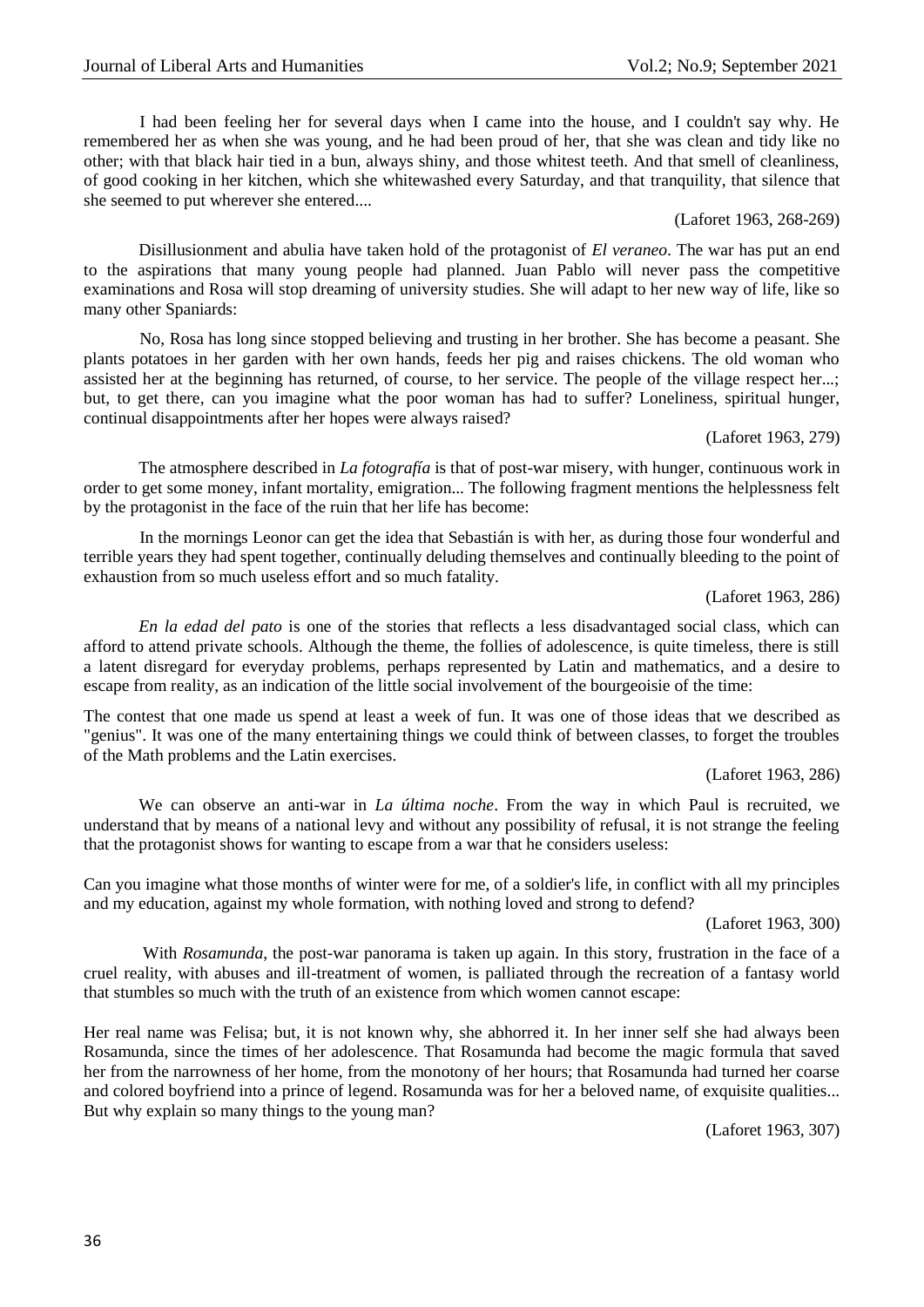I had been feeling her for several days when I came into the house, and I couldn't say why. He remembered her as when she was young, and he had been proud of her, that she was clean and tidy like no other; with that black hair tied in a bun, always shiny, and those whitest teeth. And that smell of cleanliness, of good cooking in her kitchen, which she whitewashed every Saturday, and that tranquility, that silence that she seemed to put wherever she entered....

(Laforet 1963, 268-269)

Disillusionment and abulia have taken hold of the protagonist of *El veraneo*. The war has put an end to the aspirations that many young people had planned. Juan Pablo will never pass the competitive examinations and Rosa will stop dreaming of university studies. She will adapt to her new way of life, like so many other Spaniards:

No, Rosa has long since stopped believing and trusting in her brother. She has become a peasant. She plants potatoes in her garden with her own hands, feeds her pig and raises chickens. The old woman who assisted her at the beginning has returned, of course, to her service. The people of the village respect her...; but, to get there, can you imagine what the poor woman has had to suffer? Loneliness, spiritual hunger, continual disappointments after her hopes were always raised?

(Laforet 1963, 279)

The atmosphere described in *La fotografía* is that of post-war misery, with hunger, continuous work in order to get some money, infant mortality, emigration... The following fragment mentions the helplessness felt by the protagonist in the face of the ruin that her life has become:

In the mornings Leonor can get the idea that Sebastián is with her, as during those four wonderful and terrible years they had spent together, continually deluding themselves and continually bleeding to the point of exhaustion from so much useless effort and so much fatality.

(Laforet 1963, 286)

*En la edad del pato* is one of the stories that reflects a less disadvantaged social class, which can afford to attend private schools. Although the theme, the follies of adolescence, is quite timeless, there is still a latent disregard for everyday problems, perhaps represented by Latin and mathematics, and a desire to escape from reality, as an indication of the little social involvement of the bourgeoisie of the time:

The contest that one made us spend at least a week of fun. It was one of those ideas that we described as "genius". It was one of the many entertaining things we could think of between classes, to forget the troubles of the Math problems and the Latin exercises.

(Laforet 1963, 286)

We can observe an anti-war in *La última noche*. From the way in which Paul is recruited, we understand that by means of a national levy and without any possibility of refusal, it is not strange the feeling that the protagonist shows for wanting to escape from a war that he considers useless:

Can you imagine what those months of winter were for me, of a soldier's life, in conflict with all my principles and my education, against my whole formation, with nothing loved and strong to defend?

(Laforet 1963, 300)

With *Rosamunda*, the post-war panorama is taken up again. In this story, frustration in the face of a cruel reality, with abuses and ill-treatment of women, is palliated through the recreation of a fantasy world that stumbles so much with the truth of an existence from which women cannot escape:

Her real name was Felisa; but, it is not known why, she abhorred it. In her inner self she had always been Rosamunda, since the times of her adolescence. That Rosamunda had become the magic formula that saved her from the narrowness of her home, from the monotony of her hours; that Rosamunda had turned her coarse and colored boyfriend into a prince of legend. Rosamunda was for her a beloved name, of exquisite qualities... But why explain so many things to the young man?

(Laforet 1963, 307)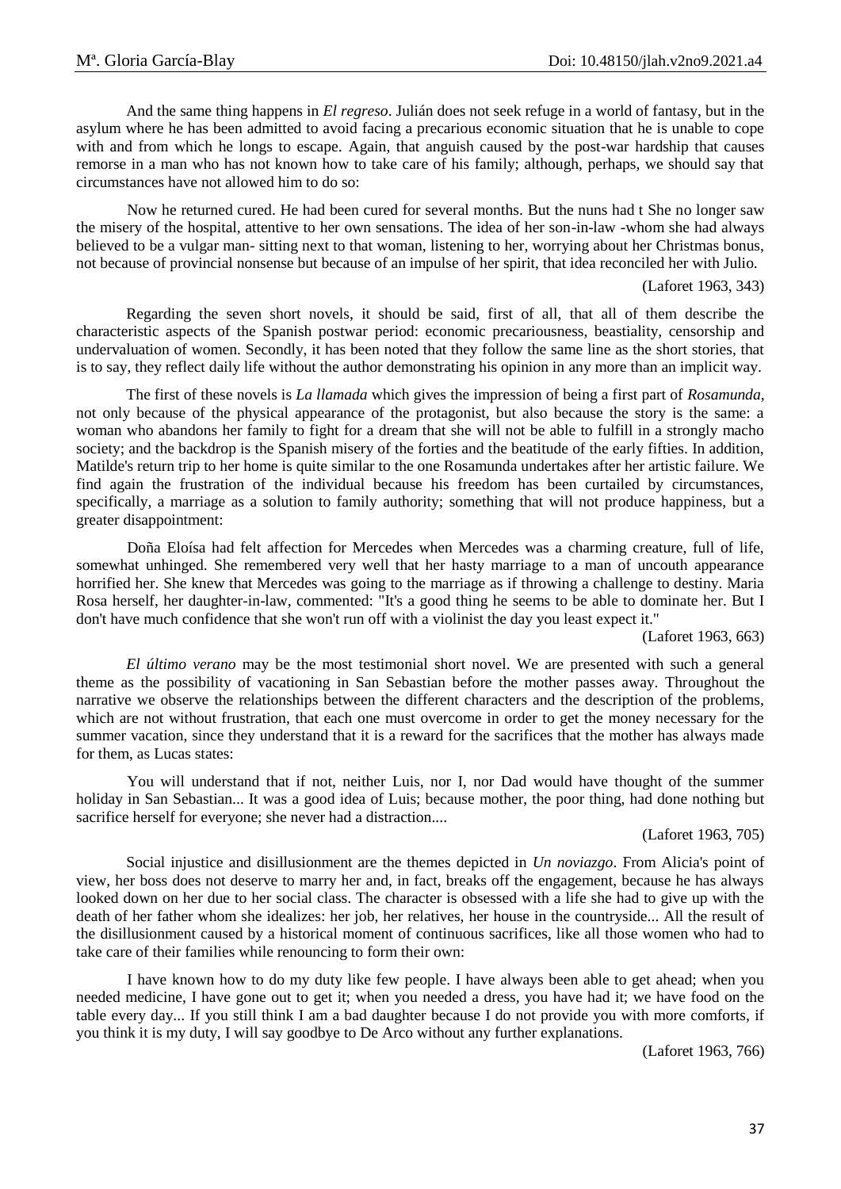And the same thing happens in *El regreso*. Julián does not seek refuge in a world of fantasy, but in the asylum where he has been admitted to avoid facing a precarious economic situation that he is unable to cope with and from which he longs to escape. Again, that anguish caused by the post-war hardship that causes remorse in a man who has not known how to take care of his family; although, perhaps, we should say that circumstances have not allowed him to do so:

> Now he returned cured. He had been cured for several months. But the nuns had t She no longer saw the misery of the hospital, attentive to her own sensations. The idea of her son-in-law -whom she had always believed to be a vulgar man- sitting next to that woman, listening to her, worrying about her Christmas bonus, not because of provincial nonsense but because of an impulse of her spirit, that idea reconciled her with Julio.
>
> (Laforet 1963, 343)

Regarding the seven short novels, it should be said, first of all, that all of them describe the characteristic aspects of the Spanish postwar period: economic precariousness, beastiality, censorship and undervaluation of women. Secondly, it has been noted that they follow the same line as the short stories, that is to say, they reflect daily life without the author demonstrating his opinion in any more than an implicit way.

The first of these novels is *La llamada* which gives the impression of being a first part of *Rosamunda*, not only because of the physical appearance of the protagonist, but also because the story is the same: a woman who abandons her family to fight for a dream that she will not be able to fulfill in a strongly macho society; and the backdrop is the Spanish misery of the forties and the beatitude of the early fifties. In addition, Matilde's return trip to her home is quite similar to the one Rosamunda undertakes after her artistic failure. We find again the frustration of the individual because his freedom has been curtailed by circumstances, specifically, a marriage as a solution to family authority; something that will not produce happiness, but a greater disappointment:

> Doña Eloísa had felt affection for Mercedes when Mercedes was a charming creature, full of life, somewhat unhinged. She remembered very well that her hasty marriage to a man of uncouth appearance horrified her. She knew that Mercedes was going to the marriage as if throwing a challenge to destiny. Maria Rosa herself, her daughter-in-law, commented: "It's a good thing he seems to be able to dominate her. But I don't have much confidence that she won't run off with a violinist the day you least expect it."
>
> (Laforet 1963, 663)

*El último verano* may be the most testimonial short novel. We are presented with such a general theme as the possibility of vacationing in San Sebastian before the mother passes away. Throughout the narrative we observe the relationships between the different characters and the description of the problems, which are not without frustration, that each one must overcome in order to get the money necessary for the summer vacation, since they understand that it is a reward for the sacrifices that the mother has always made for them, as Lucas states:

> You will understand that if not, neither Luis, nor I, nor Dad would have thought of the summer holiday in San Sebastian... It was a good idea of Luis; because mother, the poor thing, had done nothing but sacrifice herself for everyone; she never had a distraction....
>
> (Laforet 1963, 705)

Social injustice and disillusionment are the themes depicted in *Un noviazgo*. From Alicia's point of view, her boss does not deserve to marry her and, in fact, breaks off the engagement, because he has always looked down on her due to her social class. The character is obsessed with a life she had to give up with the death of her father whom she idealizes: her job, her relatives, her house in the countryside... All the result of the disillusionment caused by a historical moment of continuous sacrifices, like all those women who had to take care of their families while renouncing to form their own:

> I have known how to do my duty like few people. I have always been able to get ahead; when you needed medicine, I have gone out to get it; when you needed a dress, you have had it; we have food on the table every day... If you still think I am a bad daughter because I do not provide you with more comforts, if you think it is my duty, I will say goodbye to De Arco without any further explanations.
>
> (Laforet 1963, 766)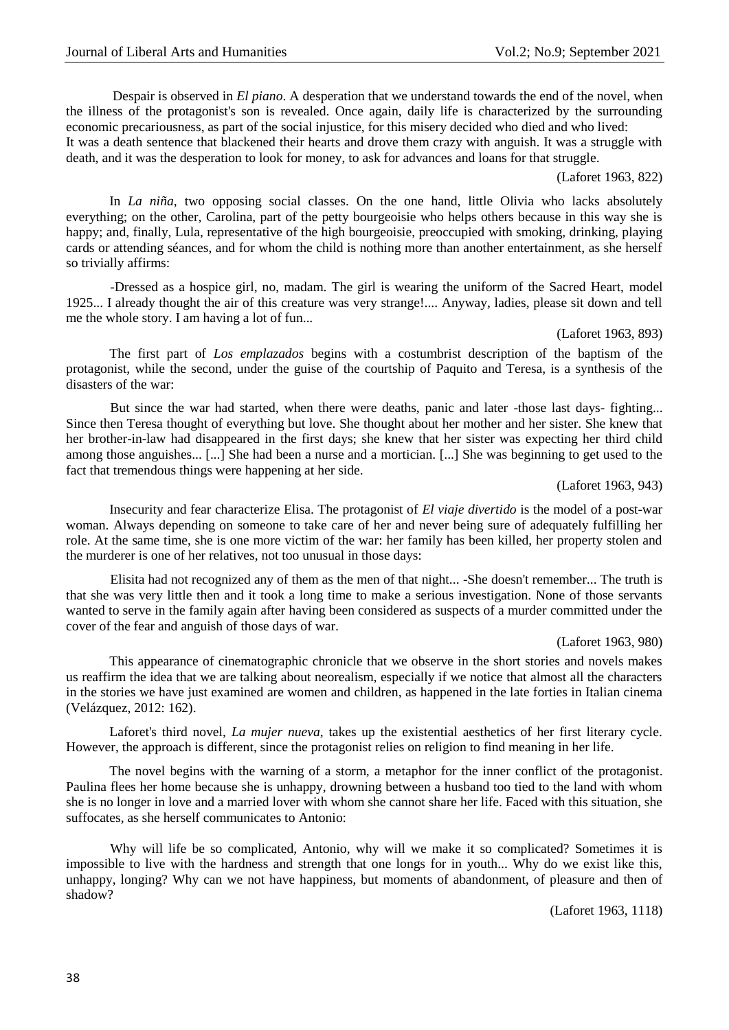Despair is observed in *El piano*. A desperation that we understand towards the end of the novel, when the illness of the protagonist's son is revealed. Once again, daily life is characterized by the surrounding economic precariousness, as part of the social injustice, for this misery decided who died and who lived:
It was a death sentence that blackened their hearts and drove them crazy with anguish. It was a struggle with death, and it was the desperation to look for money, to ask for advances and loans for that struggle.

(Laforet 1963, 822)

In *La niña*, two opposing social classes. On the one hand, little Olivia who lacks absolutely everything; on the other, Carolina, part of the petty bourgeoisie who helps others because in this way she is happy; and, finally, Lula, representative of the high bourgeoisie, preoccupied with smoking, drinking, playing cards or attending séances, and for whom the child is nothing more than another entertainment, as she herself so trivially affirms:

-Dressed as a hospice girl, no, madam. The girl is wearing the uniform of the Sacred Heart, model 1925... I already thought the air of this creature was very strange!.... Anyway, ladies, please sit down and tell me the whole story. I am having a lot of fun...

(Laforet 1963, 893)

The first part of *Los emplazados* begins with a costumbrist description of the baptism of the protagonist, while the second, under the guise of the courtship of Paquito and Teresa, is a synthesis of the disasters of the war:

But since the war had started, when there were deaths, panic and later -those last days- fighting... Since then Teresa thought of everything but love. She thought about her mother and her sister. She knew that her brother-in-law had disappeared in the first days; she knew that her sister was expecting her third child among those anguishes... [...] She had been a nurse and a mortician. [...] She was beginning to get used to the fact that tremendous things were happening at her side.

(Laforet 1963, 943)

Insecurity and fear characterize Elisa. The protagonist of *El viaje divertido* is the model of a post-war woman. Always depending on someone to take care of her and never being sure of adequately fulfilling her role. At the same time, she is one more victim of the war: her family has been killed, her property stolen and the murderer is one of her relatives, not too unusual in those days:

Elisita had not recognized any of them as the men of that night... -She doesn't remember... The truth is that she was very little then and it took a long time to make a serious investigation. None of those servants wanted to serve in the family again after having been considered as suspects of a murder committed under the cover of the fear and anguish of those days of war.

(Laforet 1963, 980)

This appearance of cinematographic chronicle that we observe in the short stories and novels makes us reaffirm the idea that we are talking about neorealism, especially if we notice that almost all the characters in the stories we have just examined are women and children, as happened in the late forties in Italian cinema (Velázquez, 2012: 162).

Laforet's third novel, *La mujer nueva*, takes up the existential aesthetics of her first literary cycle. However, the approach is different, since the protagonist relies on religion to find meaning in her life.

The novel begins with the warning of a storm, a metaphor for the inner conflict of the protagonist. Paulina flees her home because she is unhappy, drowning between a husband too tied to the land with whom she is no longer in love and a married lover with whom she cannot share her life. Faced with this situation, she suffocates, as she herself communicates to Antonio:

Why will life be so complicated, Antonio, why will we make it so complicated? Sometimes it is impossible to live with the hardness and strength that one longs for in youth... Why do we exist like this, unhappy, longing? Why can we not have happiness, but moments of abandonment, of pleasure and then of shadow?

(Laforet 1963, 1118)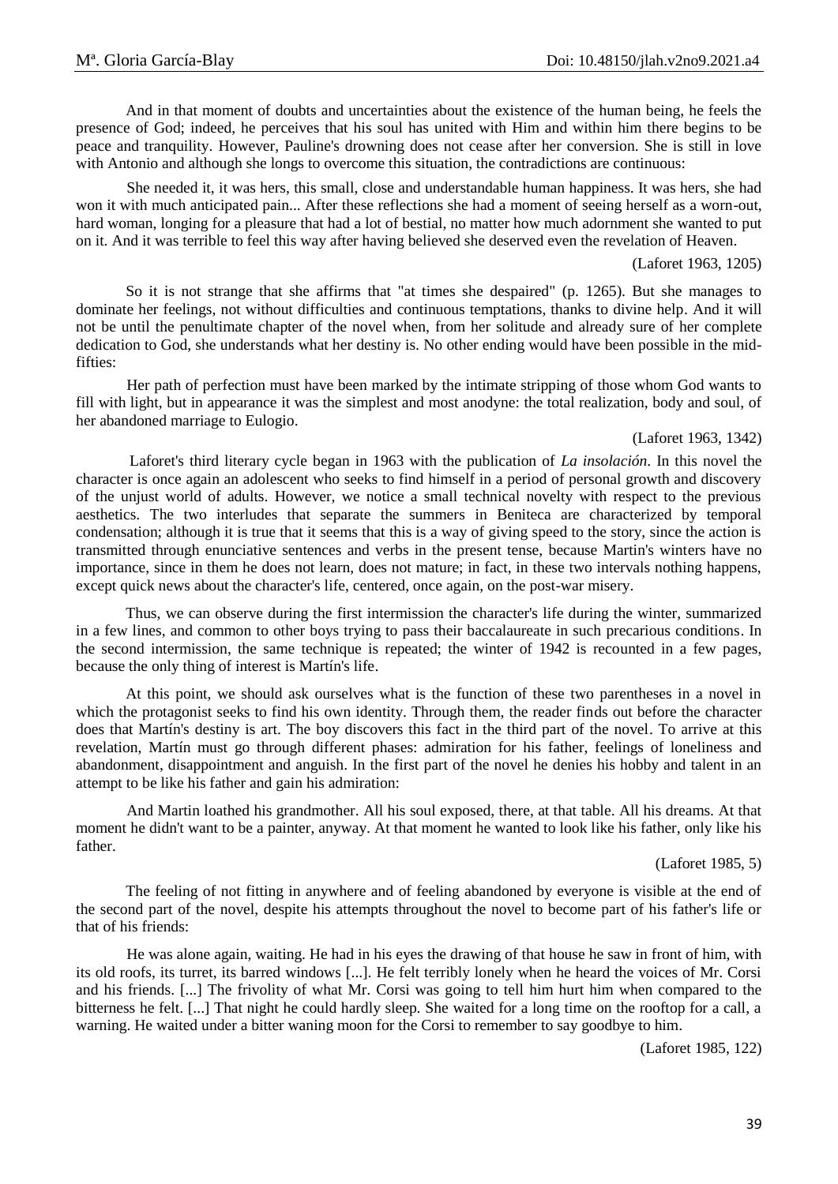And in that moment of doubts and uncertainties about the existence of the human being, he feels the presence of God; indeed, he perceives that his soul has united with Him and within him there begins to be peace and tranquility. However, Pauline's drowning does not cease after her conversion. She is still in love with Antonio and although she longs to overcome this situation, the contradictions are continuous:

> She needed it, it was hers, this small, close and understandable human happiness. It was hers, she had won it with much anticipated pain... After these reflections she had a moment of seeing herself as a worn-out, hard woman, longing for a pleasure that had a lot of bestial, no matter how much adornment she wanted to put on it. And it was terrible to feel this way after having believed she deserved even the revelation of Heaven.
>
> (Laforet 1963, 1205)

So it is not strange that she affirms that "at times she despaired" (p. 1265). But she manages to dominate her feelings, not without difficulties and continuous temptations, thanks to divine help. And it will not be until the penultimate chapter of the novel when, from her solitude and already sure of her complete dedication to God, she understands what her destiny is. No other ending would have been possible in the mid-fifties:

> Her path of perfection must have been marked by the intimate stripping of those whom God wants to fill with light, but in appearance it was the simplest and most anodyne: the total realization, body and soul, of her abandoned marriage to Eulogio.
>
> (Laforet 1963, 1342)

Laforet's third literary cycle began in 1963 with the publication of *La insolación*. In this novel the character is once again an adolescent who seeks to find himself in a period of personal growth and discovery of the unjust world of adults. However, we notice a small technical novelty with respect to the previous aesthetics. The two interludes that separate the summers in Beniteca are characterized by temporal condensation; although it is true that it seems that this is a way of giving speed to the story, since the action is transmitted through enunciative sentences and verbs in the present tense, because Martin's winters have no importance, since in them he does not learn, does not mature; in fact, in these two intervals nothing happens, except quick news about the character's life, centered, once again, on the post-war misery.

Thus, we can observe during the first intermission the character's life during the winter, summarized in a few lines, and common to other boys trying to pass their baccalaureate in such precarious conditions. In the second intermission, the same technique is repeated; the winter of 1942 is recounted in a few pages, because the only thing of interest is Martín's life.

At this point, we should ask ourselves what is the function of these two parentheses in a novel in which the protagonist seeks to find his own identity. Through them, the reader finds out before the character does that Martín's destiny is art. The boy discovers this fact in the third part of the novel. To arrive at this revelation, Martín must go through different phases: admiration for his father, feelings of loneliness and abandonment, disappointment and anguish. In the first part of the novel he denies his hobby and talent in an attempt to be like his father and gain his admiration:

> And Martin loathed his grandmother. All his soul exposed, there, at that table. All his dreams. At that moment he didn't want to be a painter, anyway. At that moment he wanted to look like his father, only like his father.
>
> (Laforet 1985, 5)

The feeling of not fitting in anywhere and of feeling abandoned by everyone is visible at the end of the second part of the novel, despite his attempts throughout the novel to become part of his father's life or that of his friends:

> He was alone again, waiting. He had in his eyes the drawing of that house he saw in front of him, with its old roofs, its turret, its barred windows [...]. He felt terribly lonely when he heard the voices of Mr. Corsi and his friends. [...] The frivolity of what Mr. Corsi was going to tell him hurt him when compared to the bitterness he felt. [...] That night he could hardly sleep. She waited for a long time on the rooftop for a call, a warning. He waited under a bitter waning moon for the Corsi to remember to say goodbye to him.
>
> (Laforet 1985, 122)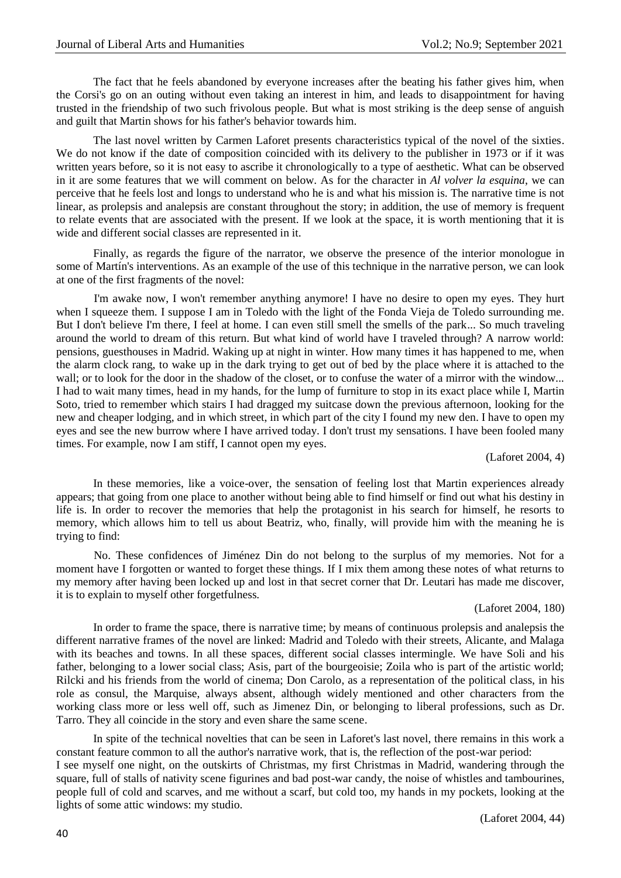The fact that he feels abandoned by everyone increases after the beating his father gives him, when the Corsi's go on an outing without even taking an interest in him, and leads to disappointment for having trusted in the friendship of two such frivolous people. But what is most striking is the deep sense of anguish and guilt that Martin shows for his father's behavior towards him.

The last novel written by Carmen Laforet presents characteristics typical of the novel of the sixties. We do not know if the date of composition coincided with its delivery to the publisher in 1973 or if it was written years before, so it is not easy to ascribe it chronologically to a type of aesthetic. What can be observed in it are some features that we will comment on below. As for the character in *Al volver la esquina*, we can perceive that he feels lost and longs to understand who he is and what his mission is. The narrative time is not linear, as prolepsis and analepsis are constant throughout the story; in addition, the use of memory is frequent to relate events that are associated with the present. If we look at the space, it is worth mentioning that it is wide and different social classes are represented in it.

Finally, as regards the figure of the narrator, we observe the presence of the interior monologue in some of Martín's interventions. As an example of the use of this technique in the narrative person, we can look at one of the first fragments of the novel:

I'm awake now, I won't remember anything anymore! I have no desire to open my eyes. They hurt when I squeeze them. I suppose I am in Toledo with the light of the Fonda Vieja de Toledo surrounding me. But I don't believe I'm there, I feel at home. I can even still smell the smells of the park... So much traveling around the world to dream of this return. But what kind of world have I traveled through? A narrow world: pensions, guesthouses in Madrid. Waking up at night in winter. How many times it has happened to me, when the alarm clock rang, to wake up in the dark trying to get out of bed by the place where it is attached to the wall; or to look for the door in the shadow of the closet, or to confuse the water of a mirror with the window... I had to wait many times, head in my hands, for the lump of furniture to stop in its exact place while I, Martin Soto, tried to remember which stairs I had dragged my suitcase down the previous afternoon, looking for the new and cheaper lodging, and in which street, in which part of the city I found my new den. I have to open my eyes and see the new burrow where I have arrived today. I don't trust my sensations. I have been fooled many times. For example, now I am stiff, I cannot open my eyes.

(Laforet 2004, 4)

In these memories, like a voice-over, the sensation of feeling lost that Martin experiences already appears; that going from one place to another without being able to find himself or find out what his destiny in life is. In order to recover the memories that help the protagonist in his search for himself, he resorts to memory, which allows him to tell us about Beatriz, who, finally, will provide him with the meaning he is trying to find:

No. These confidences of Jiménez Din do not belong to the surplus of my memories. Not for a moment have I forgotten or wanted to forget these things. If I mix them among these notes of what returns to my memory after having been locked up and lost in that secret corner that Dr. Leutari has made me discover, it is to explain to myself other forgetfulness.

(Laforet 2004, 180)

In order to frame the space, there is narrative time; by means of continuous prolepsis and analepsis the different narrative frames of the novel are linked: Madrid and Toledo with their streets, Alicante, and Malaga with its beaches and towns. In all these spaces, different social classes intermingle. We have Soli and his father, belonging to a lower social class; Asis, part of the bourgeoisie; Zoila who is part of the artistic world; Rilcki and his friends from the world of cinema; Don Carolo, as a representation of the political class, in his role as consul, the Marquise, always absent, although widely mentioned and other characters from the working class more or less well off, such as Jimenez Din, or belonging to liberal professions, such as Dr. Tarro. They all coincide in the story and even share the same scene.

In spite of the technical novelties that can be seen in Laforet's last novel, there remains in this work a constant feature common to all the author's narrative work, that is, the reflection of the post-war period:

I see myself one night, on the outskirts of Christmas, my first Christmas in Madrid, wandering through the square, full of stalls of nativity scene figurines and bad post-war candy, the noise of whistles and tambourines, people full of cold and scarves, and me without a scarf, but cold too, my hands in my pockets, looking at the lights of some attic windows: my studio.

(Laforet 2004, 44)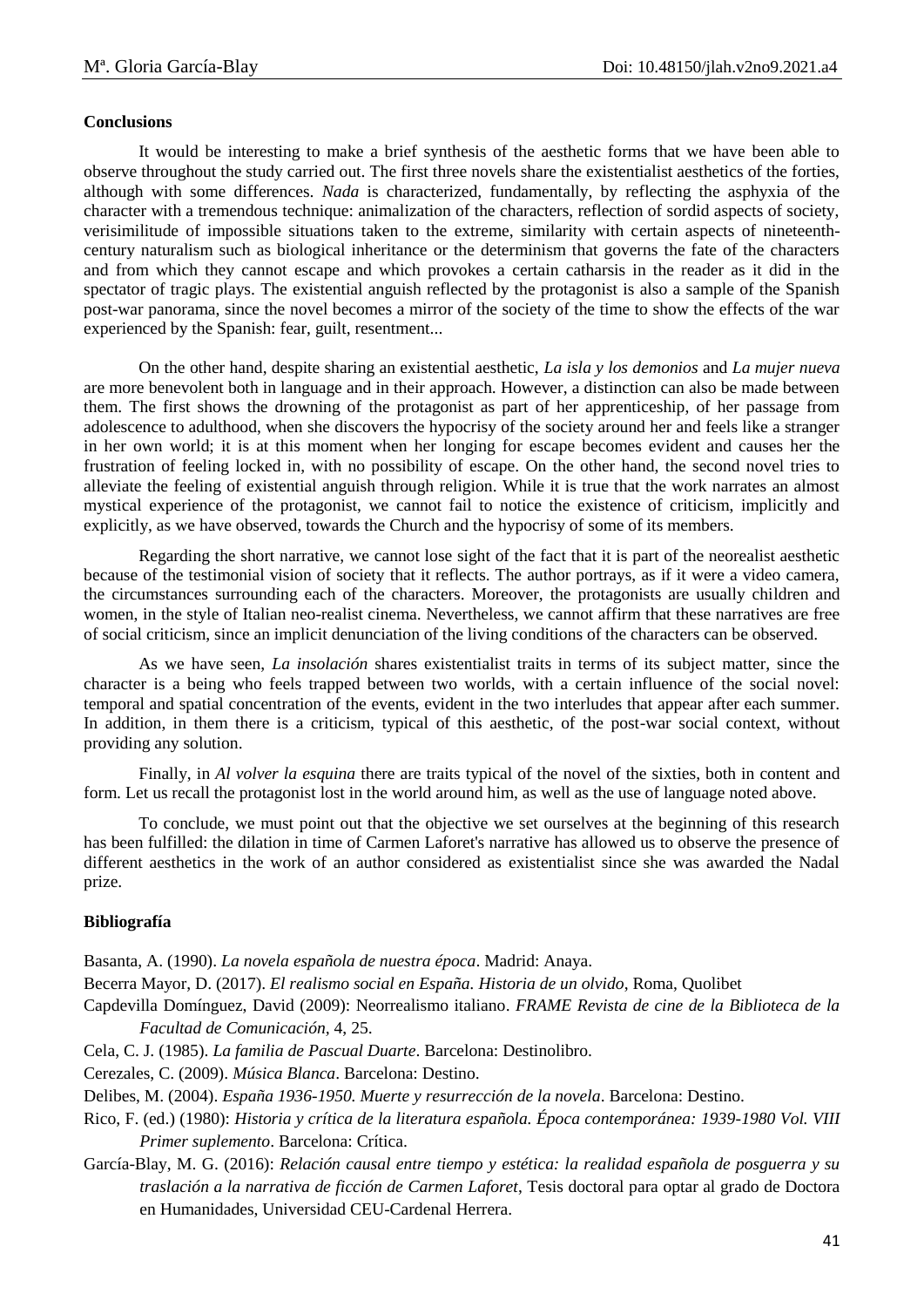**Conclusions**

It would be interesting to make a brief synthesis of the aesthetic forms that we have been able to observe throughout the study carried out. The first three novels share the existentialist aesthetics of the forties, although with some differences. *Nada* is characterized, fundamentally, by reflecting the asphyxia of the character with a tremendous technique: animalization of the characters, reflection of sordid aspects of society, verisimilitude of impossible situations taken to the extreme, similarity with certain aspects of nineteenth-century naturalism such as biological inheritance or the determinism that governs the fate of the characters and from which they cannot escape and which provokes a certain catharsis in the reader as it did in the spectator of tragic plays. The existential anguish reflected by the protagonist is also a sample of the Spanish post-war panorama, since the novel becomes a mirror of the society of the time to show the effects of the war experienced by the Spanish: fear, guilt, resentment...

On the other hand, despite sharing an existential aesthetic, *La isla y los demonios* and *La mujer nueva* are more benevolent both in language and in their approach. However, a distinction can also be made between them. The first shows the drowning of the protagonist as part of her apprenticeship, of her passage from adolescence to adulthood, when she discovers the hypocrisy of the society around her and feels like a stranger in her own world; it is at this moment when her longing for escape becomes evident and causes her the frustration of feeling locked in, with no possibility of escape. On the other hand, the second novel tries to alleviate the feeling of existential anguish through religion. While it is true that the work narrates an almost mystical experience of the protagonist, we cannot fail to notice the existence of criticism, implicitly and explicitly, as we have observed, towards the Church and the hypocrisy of some of its members.

Regarding the short narrative, we cannot lose sight of the fact that it is part of the neorealist aesthetic because of the testimonial vision of society that it reflects. The author portrays, as if it were a video camera, the circumstances surrounding each of the characters. Moreover, the protagonists are usually children and women, in the style of Italian neo-realist cinema. Nevertheless, we cannot affirm that these narratives are free of social criticism, since an implicit denunciation of the living conditions of the characters can be observed.

As we have seen, *La insolación* shares existentialist traits in terms of its subject matter, since the character is a being who feels trapped between two worlds, with a certain influence of the social novel: temporal and spatial concentration of the events, evident in the two interludes that appear after each summer. In addition, in them there is a criticism, typical of this aesthetic, of the post-war social context, without providing any solution.

Finally, in *Al volver la esquina* there are traits typical of the novel of the sixties, both in content and form. Let us recall the protagonist lost in the world around him, as well as the use of language noted above.

To conclude, we must point out that the objective we set ourselves at the beginning of this research has been fulfilled: the dilation in time of Carmen Laforet's narrative has allowed us to observe the presence of different aesthetics in the work of an author considered as existentialist since she was awarded the Nadal prize.

**Bibliografía**

Basanta, A. (1990). *La novela española de nuestra época*. Madrid: Anaya.

Becerra Mayor, D. (2017). *El realismo social en España. Historia de un olvido*, Roma, Quolibet

Capdevilla Domínguez, David (2009): Neorrealismo italiano. *FRAME Revista de cine de la Biblioteca de la Facultad de Comunicación*, 4, 25.

Cela, C. J. (1985). *La familia de Pascual Duarte*. Barcelona: Destinolibro.

Cerezales, C. (2009). *Música Blanca*. Barcelona: Destino.

Delibes, M. (2004). *España 1936-1950. Muerte y resurrección de la novela*. Barcelona: Destino.

Rico, F. (ed.) (1980): *Historia y crítica de la literatura española. Época contemporánea: 1939-1980 Vol. VIII Primer suplemento*. Barcelona: Crítica.

García-Blay, M. G. (2016): *Relación causal entre tiempo y estética: la realidad española de posguerra y su traslación a la narrativa de ficción de Carmen Laforet*, Tesis doctoral para optar al grado de Doctora en Humanidades, Universidad CEU-Cardenal Herrera.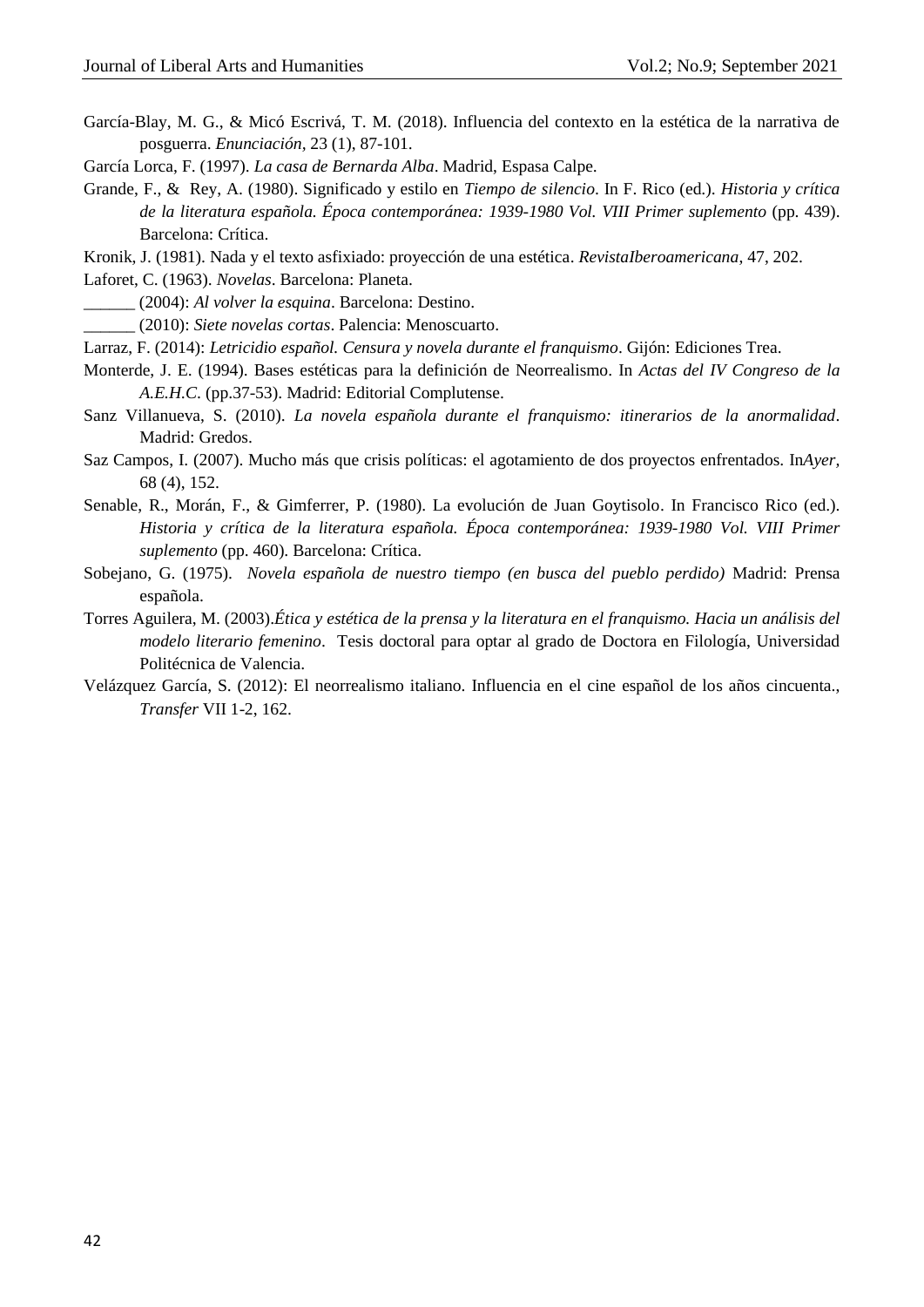García-Blay, M. G., & Micó Escrivá, T. M. (2018). Influencia del contexto en la estética de la narrativa de posguerra. *Enunciación*, 23 (1), 87-101.

García Lorca, F. (1997). *La casa de Bernarda Alba*. Madrid, Espasa Calpe.

Grande, F., & Rey, A. (1980). Significado y estilo en *Tiempo de silencio*. In F. Rico (ed.). *Historia y crítica de la literatura española. Época contemporánea: 1939-1980 Vol. VIII Primer suplemento* (pp. 439). Barcelona: Crítica.

Kronik, J. (1981). Nada y el texto asfixiado: proyección de una estética. *RevistaIberoamericana*, 47, 202.

Laforet, C. (1963). *Novelas*. Barcelona: Planeta.

______ (2004): *Al volver la esquina*. Barcelona: Destino.

______ (2010): *Siete novelas cortas*. Palencia: Menoscuarto.

Larraz, F. (2014): *Letricidio español. Censura y novela durante el franquismo*. Gijón: Ediciones Trea.

Monterde, J. E. (1994). Bases estéticas para la definición de Neorrealismo. In *Actas del IV Congreso de la A.E.H.C*. (pp.37-53). Madrid: Editorial Complutense.

Sanz Villanueva, S. (2010). *La novela española durante el franquismo: itinerarios de la anormalidad*. Madrid: Gredos.

Saz Campos, I. (2007). Mucho más que crisis políticas: el agotamiento de dos proyectos enfrentados. In*Ayer*, 68 (4), 152.

Senable, R., Morán, F., & Gimferrer, P. (1980). La evolución de Juan Goytisolo. In Francisco Rico (ed.). *Historia y crítica de la literatura española. Época contemporánea: 1939-1980 Vol. VIII Primer suplemento* (pp. 460). Barcelona: Crítica.

Sobejano, G. (1975). *Novela española de nuestro tiempo (en busca del pueblo perdido)* Madrid: Prensa española.

Torres Aguilera, M. (2003).*Ética y estética de la prensa y la literatura en el franquismo. Hacia un análisis del modelo literario femenino*. Tesis doctoral para optar al grado de Doctora en Filología, Universidad Politécnica de Valencia.

Velázquez García, S. (2012): El neorrealismo italiano. Influencia en el cine español de los años cincuenta., *Transfer* VII 1-2, 162.